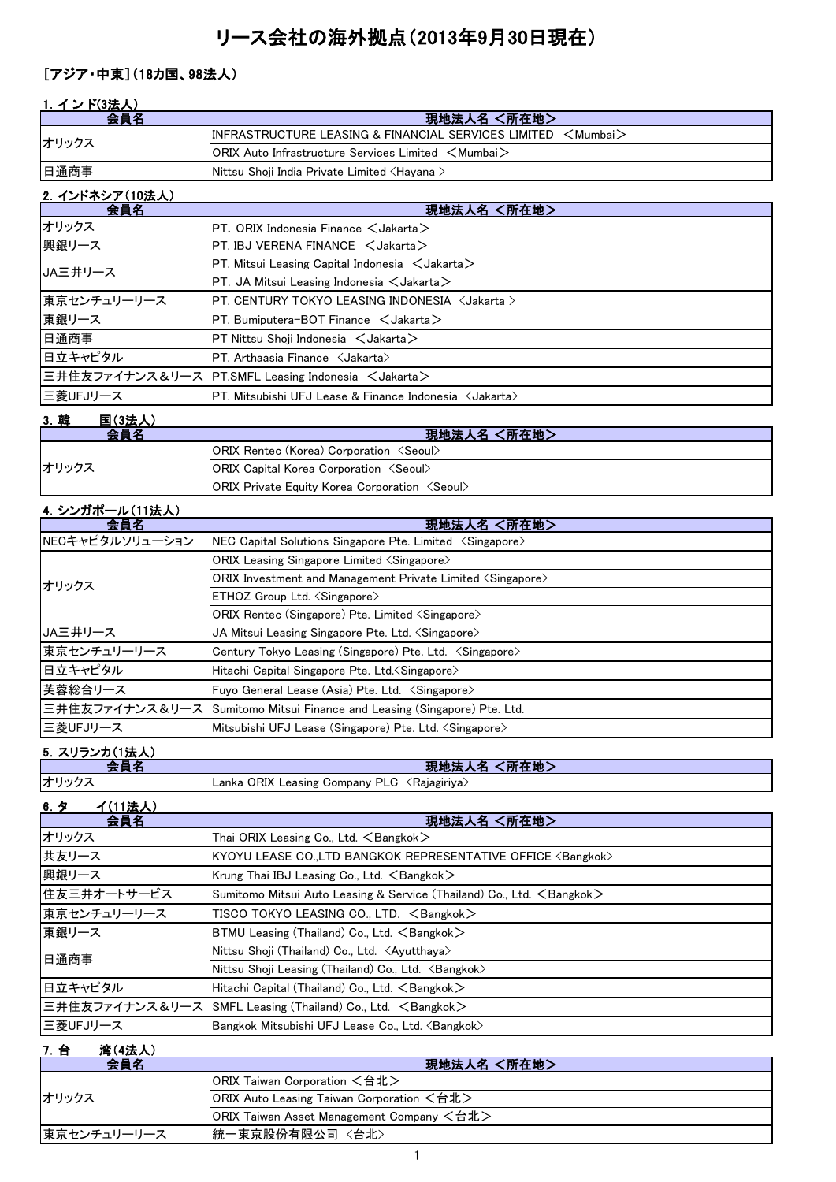# リース会社の海外拠点（2013年9月30日現在）

## ［アジア・中東］（18カ国、98法人）

### 1. インド(3法人)

| 会員名 | 現地法人名 ＜所在地＞ |
| --- | --- |
| オリックス | INFRASTRUCTURE LEASING & FINANCIAL SERVICES LIMITED ＜Mumbai＞ |
| | ORIX Auto Infrastructure Services Limited ＜Mumbai＞ |
| 日通商事 | Nittsu Shoji India Private Limited <Hayana > |

### 2. インドネシア（10法人）

| 会員名 | 現地法人名 ＜所在地＞ |
| --- | --- |
| オリックス | PT. ORIX Indonesia Finance ＜Jakarta＞ |
| 興銀リース | PT. IBJ VERENA FINANCE ＜Jakarta＞ |
| JA三井リース | PT. Mitsui Leasing Capital Indonesia ＜Jakarta＞ |
| | PT. JA Mitsui Leasing Indonesia ＜Jakarta＞ |
| 東京センチュリーリース | PT. CENTURY TOKYO LEASING INDONESIA 〈Jakarta 〉 |
| 東銀リース | PT. Bumiputera-BOT Finance ＜Jakarta＞ |
| 日通商事 | PT Nittsu Shoji Indonesia ＜Jakarta＞ |
| 日立キャピタル | PT. Arthaasia Finance 〈Jakarta〉 |
| 三井住友ファイナンス＆リース | PT.SMFL Leasing Indonesia ＜Jakarta＞ |
| 三菱UFJリース | PT. Mitsubishi UFJ Lease & Finance Indonesia 〈Jakarta〉 |

### 3. 韓　　国(3法人)

| 会員名 | 現地法人名 ＜所在地＞ |
| --- | --- |
| オリックス | ORIX Rentec (Korea) Corporation 〈Seoul〉 |
| | ORIX Capital Korea Corporation 〈Seoul〉 |
| | ORIX Private Equity Korea Corporation 〈Seoul〉 |

### 4. シンガポール（11法人）

| 会員名 | 現地法人名 ＜所在地＞ |
| --- | --- |
| NECキャピタルソリューション | NEC Capital Solutions Singapore Pte. Limited 〈Singapore〉 |
| オリックス | ORIX Leasing Singapore Limited 〈Singapore〉 |
| | ORIX Investment and Management Private Limited 〈Singapore〉 |
| | ETHOZ Group Ltd. 〈Singapore〉 |
| | ORIX Rentec (Singapore) Pte. Limited 〈Singapore〉 |
| JA三井リース | JA Mitsui Leasing Singapore Pte. Ltd. 〈Singapore〉 |
| 東京センチュリーリース | Century Tokyo Leasing (Singapore) Pte. Ltd. 〈Singapore〉 |
| 日立キャピタル | Hitachi Capital Singapore Pte. Ltd.〈Singapore〉 |
| 芙蓉総合リース | Fuyo General Lease (Asia) Pte. Ltd. 〈Singapore〉 |
| 三井住友ファイナンス＆リース | Sumitomo Mitsui Finance and Leasing (Singapore) Pte. Ltd. |
| 三菱UFJリース | Mitsubishi UFJ Lease (Singapore) Pte. Ltd. 〈Singapore〉 |

### 5. スリランカ（1法人）

| 会員名 | 現地法人名 ＜所在地＞ |
| --- | --- |
| オリックス | Lanka ORIX Leasing Company PLC 〈Rajagiriya〉 |

### 6. タ　　イ(11法人)

| 会員名 | 現地法人名 ＜所在地＞ |
| --- | --- |
| オリックス | Thai ORIX Leasing Co., Ltd. ＜Bangkok＞ |
| 共友リース | KYOYU LEASE CO.,LTD BANGKOK REPRESENTATIVE OFFICE 〈Bangkok〉 |
| 興銀リース | Krung Thai IBJ Leasing Co., Ltd. ＜Bangkok＞ |
| 住友三井オートサービス | Sumitomo Mitsui Auto Leasing & Service (Thailand) Co., Ltd. ＜Bangkok＞ |
| 東京センチュリーリース | TISCO TOKYO LEASING CO., LTD. ＜Bangkok＞ |
| 東銀リース | BTMU Leasing (Thailand) Co., Ltd. ＜Bangkok＞ |
| 日通商事 | Nittsu Shoji (Thailand) Co., Ltd. 〈Ayutthaya〉 |
| | Nittsu Shoji Leasing (Thailand) Co., Ltd. 〈Bangkok〉 |
| 日立キャピタル | Hitachi Capital (Thailand) Co., Ltd. ＜Bangkok＞ |
| 三井住友ファイナンス＆リース | SMFL Leasing (Thailand) Co., Ltd. ＜Bangkok＞ |
| 三菱UFJリース | Bangkok Mitsubishi UFJ Lease Co., Ltd. 〈Bangkok〉 |

### 7. 台　　湾（4法人）

| 会員名 | 現地法人名 ＜所在地＞ |
| --- | --- |
| オリックス | ORIX Taiwan Corporation ＜台北＞ |
| | ORIX Auto Leasing Taiwan Corporation ＜台北＞ |
| | ORIX Taiwan Asset Management Company ＜台北＞ |
| 東京センチュリーリース | 統一東京股份有限公司 〈台北〉 |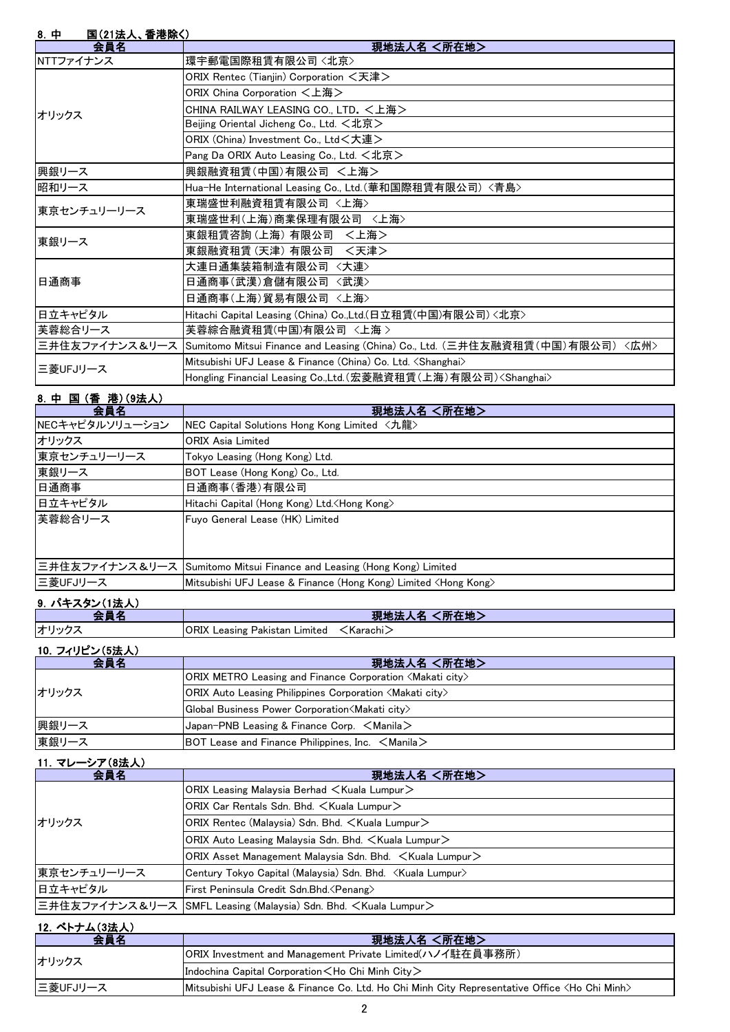### 8. 中　国(21法人、香港除く)

| 会員名 | 現地法人名 <所在地> |
| --- | --- |
| NTTファイナンス | 環宇郵電国際租賃有限公司 <北京> |
| オリックス | ORIX Rentec (Tianjin) Corporation <天津> |
| | ORIX China Corporation <上海> |
| | CHINA RAILWAY LEASING CO., LTD. <上海> |
| | Beijing Oriental Jicheng Co., Ltd. <北京> |
| | ORIX (China) Investment Co., Ltd<大連> |
| | Pang Da ORIX Auto Leasing Co., Ltd. <北京> |
| 興銀リース | 興銀融資租賃(中国)有限公司 <上海> |
| 昭和リース | Hua-He International Leasing Co., Ltd.(華和国際租賃有限公司) <青島> |
| 東京センチュリーリース | 東瑞盛世利融資租賃有限公司 <上海> |
| | 東瑞盛世利(上海)商業保理有限公司 <上海> |
| 東銀リース | 東銀租賃咨詢(上海)有限公司 <上海> |
| | 東銀融資租賃(天津)有限公司 <天津> |
| 日通商事 | 大連日通集装箱制造有限公司 <大連> |
| | 日通商事(武漢)倉儲有限公司 <武漢> |
| | 日通商事(上海)貿易有限公司 <上海> |
| 日立キャピタル | Hitachi Capital Leasing (China) Co.,Ltd.(日立租賃(中国)有限公司) <北京> |
| 芙蓉総合リース | 芙蓉綜合融資租賃(中国)有限公司 <上海 > |
| 三井住友ファイナンス&リース | Sumitomo Mitsui Finance and Leasing (China) Co., Ltd. (三井住友融資租賃(中国)有限公司) <広州> |
| 三菱UFJリース | Mitsubishi UFJ Lease & Finance (China) Co. Ltd. <Shanghai> |
| | Hongling Financial Leasing Co.,Ltd.(宏菱融資租賃(上海)有限公司)<Shanghai> |

### 8. 中 国 (香 港)(9法人)

| 会員名 | 現地法人名 <所在地> |
| --- | --- |
| NECキャピタルソリューション | NEC Capital Solutions Hong Kong Limited <九龍> |
| オリックス | ORIX Asia Limited |
| 東京センチュリーリース | Tokyo Leasing (Hong Kong) Ltd. |
| 東銀リース | BOT Lease (Hong Kong) Co., Ltd. |
| 日通商事 | 日通商事(香港)有限公司 |
| 日立キャピタル | Hitachi Capital (Hong Kong) Ltd.<Hong Kong> |
| 芙蓉総合リース | Fuyo General Lease (HK) Limited |
| 三井住友ファイナンス&リース | Sumitomo Mitsui Finance and Leasing (Hong Kong) Limited |
| 三菱UFJリース | Mitsubishi UFJ Lease & Finance (Hong Kong) Limited <Hong Kong> |

### 9. パキスタン(1法人)

| 会員名 | 現地法人名 <所在地> |
| --- | --- |
| オリックス | ORIX Leasing Pakistan Limited <Karachi> |

### 10. フィリピン(5法人)

| 会員名 | 現地法人名 <所在地> |
| --- | --- |
| オリックス | ORIX METRO Leasing and Finance Corporation <Makati city> |
| | ORIX Auto Leasing Philippines Corporation <Makati city> |
| | Global Business Power Corporation<Makati city> |
| 興銀リース | Japan-PNB Leasing & Finance Corp. <Manila> |
| 東銀リース | BOT Lease and Finance Philippines, Inc. <Manila> |

### 11. マレーシア(8法人)

| 会員名 | 現地法人名 <所在地> |
| --- | --- |
| オリックス | ORIX Leasing Malaysia Berhad <Kuala Lumpur> |
| | ORIX Car Rentals Sdn. Bhd. <Kuala Lumpur> |
| | ORIX Rentec (Malaysia) Sdn. Bhd. <Kuala Lumpur> |
| | ORIX Auto Leasing Malaysia Sdn. Bhd. <Kuala Lumpur> |
| | ORIX Asset Management Malaysia Sdn. Bhd. <Kuala Lumpur> |
| 東京センチュリーリース | Century Tokyo Capital (Malaysia) Sdn. Bhd. <Kuala Lumpur> |
| 日立キャピタル | First Peninsula Credit Sdn.Bhd.<Penang> |
| 三井住友ファイナンス&リース | SMFL Leasing (Malaysia) Sdn. Bhd. <Kuala Lumpur> |

### 12. ベトナム(3法人)

| 会員名 | 現地法人名 <所在地> |
| --- | --- |
| オリックス | ORIX Investment and Management Private Limited(ハノイ駐在員事務所) |
| | Indochina Capital Corporation<Ho Chi Minh City> |
| 三菱UFJリース | Mitsubishi UFJ Lease & Finance Co. Ltd. Ho Chi Minh City Representative Office <Ho Chi Minh> |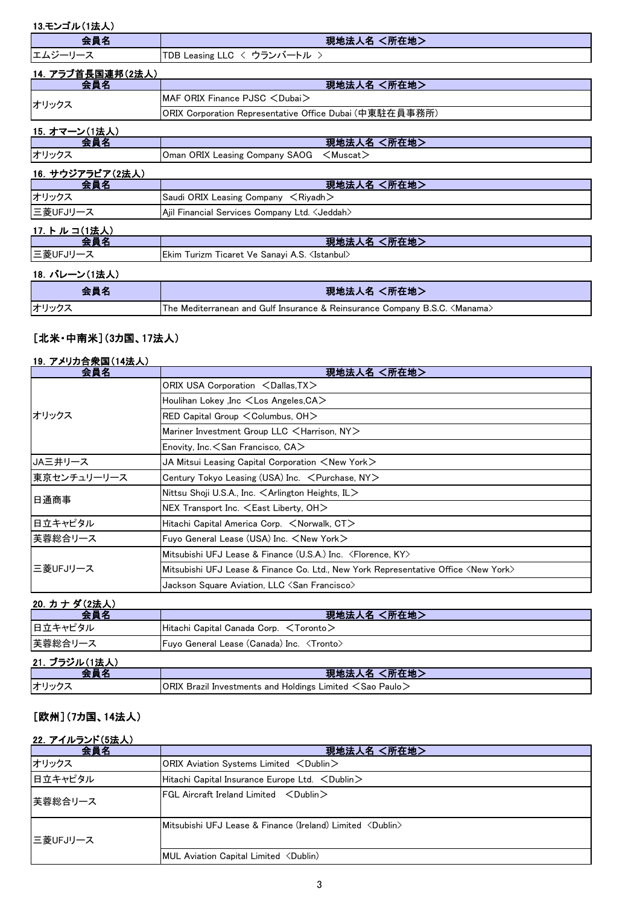#### 13.モンゴル(1法人)

| 会員名 | 現地法人名 <所在地> |
| --- | --- |
| エムジーリース | TDB Leasing LLC < ウランバートル > |

#### 14. アラブ首長国連邦(2法人)

| 会員名 | 現地法人名 <所在地> |
| --- | --- |
| オリックス | MAF ORIX Finance PJSC <Dubai> |
| | ORIX Corporation Representative Office Dubai (中東駐在員事務所) |

#### 15. オマーン(1法人)

| 会員名 | 現地法人名 <所在地> |
| --- | --- |
| オリックス | Oman ORIX Leasing Company SAOG <Muscat> |

#### 16. サウジアラビア(2法人)

| 会員名 | 現地法人名 <所在地> |
| --- | --- |
| オリックス | Saudi ORIX Leasing Company <Riyadh> |
| 三菱UFJリース | Ajil Financial Services Company Ltd. <Jeddah> |

#### 17. トルコ(1法人)

| 会員名 | 現地法人名 <所在地> |
| --- | --- |
| 三菱UFJリース | Ekim Turizm Ticaret Ve Sanayi A.S. <Istanbul> |

#### 18. バレーン(1法人)

| 会員名 | 現地法人名 <所在地> |
| --- | --- |
| オリックス | The Mediterranean and Gulf Insurance & Reinsurance Company B.S.C. <Manama> |

### [北米・中南米](3カ国、17法人)

#### 19. アメリカ合衆国(14法人)

| 会員名 | 現地法人名 <所在地> |
| --- | --- |
| オリックス | ORIX USA Corporation <Dallas,TX> |
| | Houlihan Lokey ,Inc <Los Angeles,CA> |
| | RED Capital Group <Columbus, OH> |
| | Mariner Investment Group LLC <Harrison, NY> |
| | Enovity, Inc.<San Francisco, CA> |
| JA三井リース | JA Mitsui Leasing Capital Corporation <New York> |
| 東京センチュリーリース | Century Tokyo Leasing (USA) Inc. <Purchase, NY> |
| 日通商事 | Nittsu Shoji U.S.A., Inc. <Arlington Heights, IL> |
| | NEX Transport Inc. <East Liberty, OH> |
| 日立キャピタル | Hitachi Capital America Corp. <Norwalk, CT> |
| 芙蓉総合リース | Fuyo General Lease (USA) Inc. <New York> |
| 三菱UFJリース | Mitsubishi UFJ Lease & Finance (U.S.A.) Inc. <Florence, KY> |
| | Mitsubishi UFJ Lease & Finance Co. Ltd., New York Representative Office <New York> |
| | Jackson Square Aviation, LLC <San Francisco> |

#### 20. カナダ(2法人)

| 会員名 | 現地法人名 <所在地> |
| --- | --- |
| 日立キャピタル | Hitachi Capital Canada Corp. <Toronto> |
| 芙蓉総合リース | Fuyo General Lease (Canada) Inc. <Tronto> |

#### 21. ブラジル(1法人)

| 会員名 | 現地法人名 <所在地> |
| --- | --- |
| オリックス | ORIX Brazil Investments and Holdings Limited <Sao Paulo> |

### [欧州](7カ国、14法人)

#### 22. アイルランド(5法人)

| 会員名 | 現地法人名 <所在地> |
| --- | --- |
| オリックス | ORIX Aviation Systems Limited <Dublin> |
| 日立キャピタル | Hitachi Capital Insurance Europe Ltd. <Dublin> |
| 芙蓉総合リース | FGL Aircraft Ireland Limited <Dublin> |
| 三菱UFJリース | Mitsubishi UFJ Lease & Finance (Ireland) Limited <Dublin> |
| | MUL Aviation Capital Limited <Dublin> |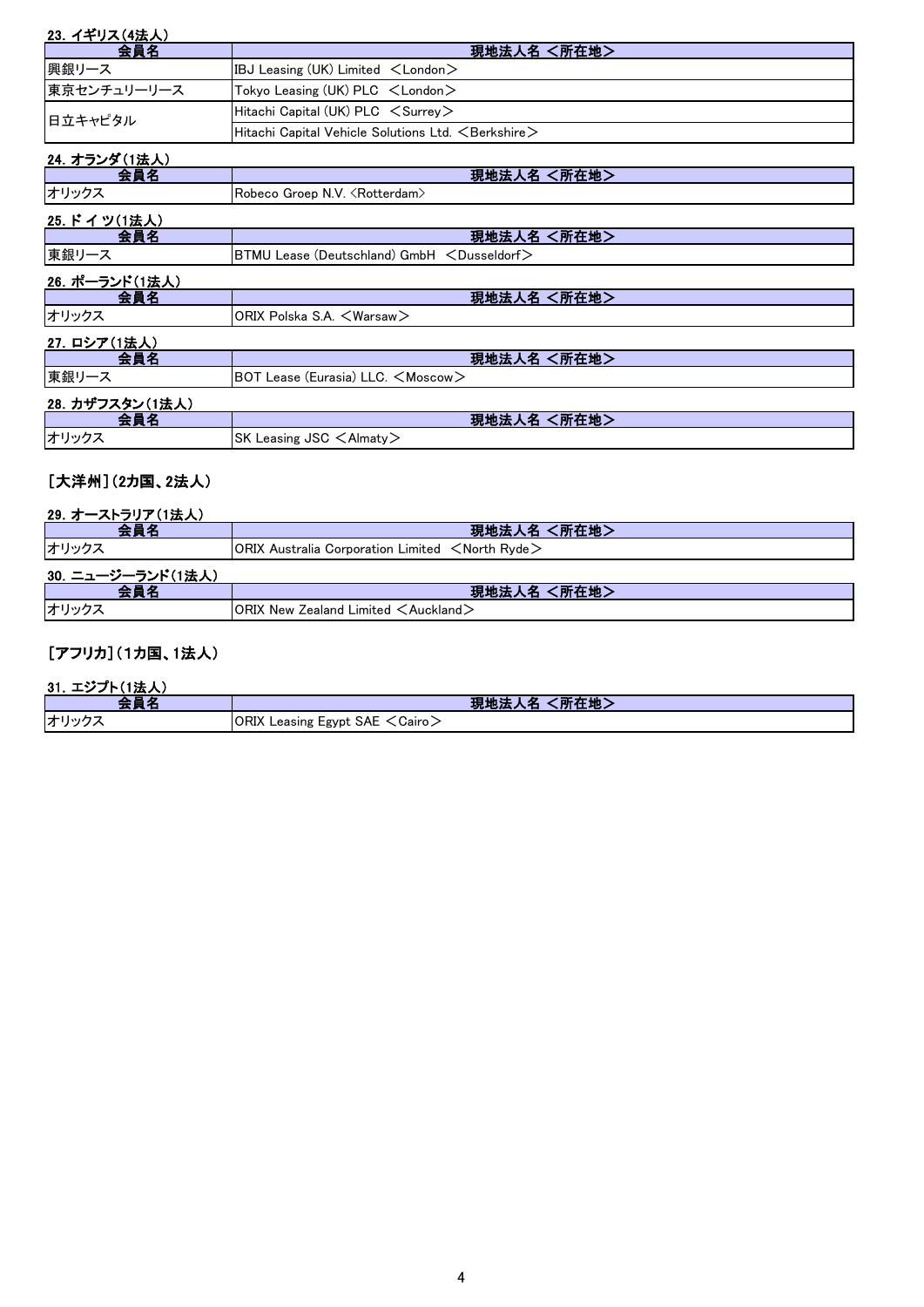**23. イギリス(4法人)**

| 会員名 | 現地法人名 <所在地> |
| --- | --- |
| 興銀リース | IBJ Leasing (UK) Limited <London> |
| 東京センチュリーリース | Tokyo Leasing (UK) PLC <London> |
| 日立キャピタル | Hitachi Capital (UK) PLC <Surrey> |
| | Hitachi Capital Vehicle Solutions Ltd. <Berkshire> |

**24. オランダ(1法人)**

| 会員名 | 現地法人名 <所在地> |
| --- | --- |
| オリックス | Robeco Groep N.V. <Rotterdam> |

**25. ドイツ(1法人)**

| 会員名 | 現地法人名 <所在地> |
| --- | --- |
| 東銀リース | BTMU Lease (Deutschland) GmbH <Dusseldorf> |

**26. ポーランド(1法人)**

| 会員名 | 現地法人名 <所在地> |
| --- | --- |
| オリックス | ORIX Polska S.A. <Warsaw> |

**27. ロシア(1法人)**

| 会員名 | 現地法人名 <所在地> |
| --- | --- |
| 東銀リース | BOT Lease (Eurasia) LLC. <Moscow> |

**28. カザフスタン(1法人)**

| 会員名 | 現地法人名 <所在地> |
| --- | --- |
| オリックス | SK Leasing JSC <Almaty> |

## [大洋州](2カ国、2法人)

**29. オーストラリア(1法人)**

| 会員名 | 現地法人名 <所在地> |
| --- | --- |
| オリックス | ORIX Australia Corporation Limited <North Ryde> |

**30. ニュージーランド(1法人)**

| 会員名 | 現地法人名 <所在地> |
| --- | --- |
| オリックス | ORIX New Zealand Limited <Auckland> |

## [アフリカ](1カ国、1法人)

**31. エジプト(1法人)**

| 会員名 | 現地法人名 <所在地> |
| --- | --- |
| オリックス | ORIX Leasing Egypt SAE <Cairo> |